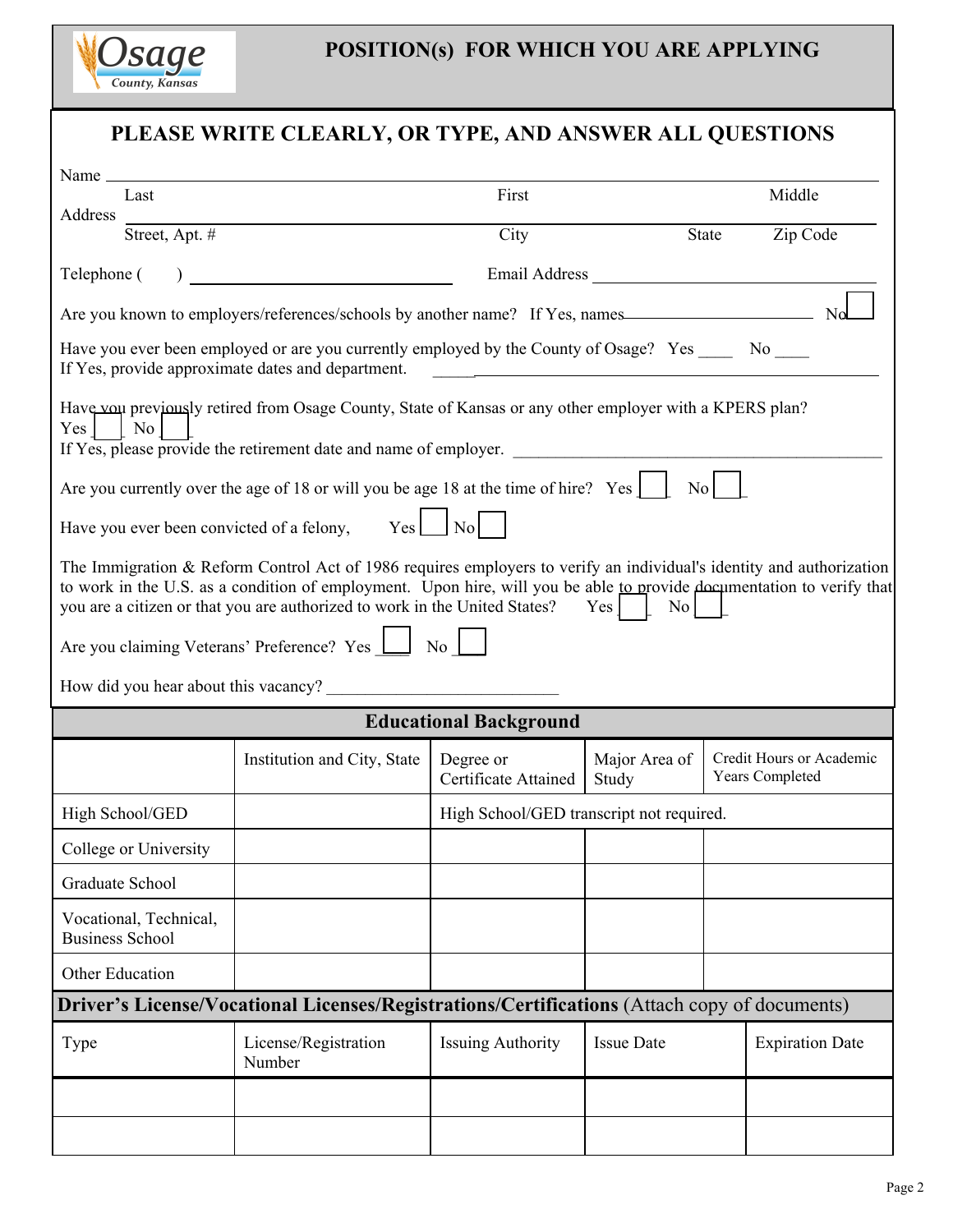Osage County, Kansas

# POSITION(s) FOR WHICH YOU ARE APPLYING

## PLEASE WRITE CLEARLY, OR TYPE, AND ANSWER ALL QUESTIONS

Name ______________________________________________________________
Last First Middle

Address ____________________________________________________________
Street, Apt. # City State Zip Code

Telephone ( ) ______________________ Email Address ______________________

Are you known to employers/references/schools by another name? If Yes, names______________________ No ☐

Have you ever been employed or are you currently employed by the County of Osage? Yes ____ No ____
If Yes, provide approximate dates and department. ______________________

Have you previously retired from Osage County, State of Kansas or any other employer with a KPERS plan?
Yes ☐ No ☐
If Yes, please provide the retirement date and name of employer. ______________________

Are you currently over the age of 18 or will you be age 18 at the time of hire? Yes ☐ No ☐

Have you ever been convicted of a felony, Yes ☐ No ☐

The Immigration & Reform Control Act of 1986 requires employers to verify an individual's identity and authorization to work in the U.S. as a condition of employment. Upon hire, will you be able to provide documentation to verify that you are a citizen or that you are authorized to work in the United States? Yes ☐ No ☐

Are you claiming Veterans' Preference? Yes ☐ No ☐

How did you hear about this vacancy? ______________________

## Educational Background

| | Institution and City, State | Degree or Certificate Attained | Major Area of Study | Credit Hours or Academic Years Completed |
|---|---|---|---|---|
| High School/GED | | High School/GED transcript not required. | | |
| College or University | | | | |
| Graduate School | | | | |
| Vocational, Technical, Business School | | | | |
| Other Education | | | | |

## Driver's License/Vocational Licenses/Registrations/Certifications (Attach copy of documents)

| Type | License/Registration Number | Issuing Authority | Issue Date | Expiration Date |
|---|---|---|---|---|
| | | | | |
| | | | | |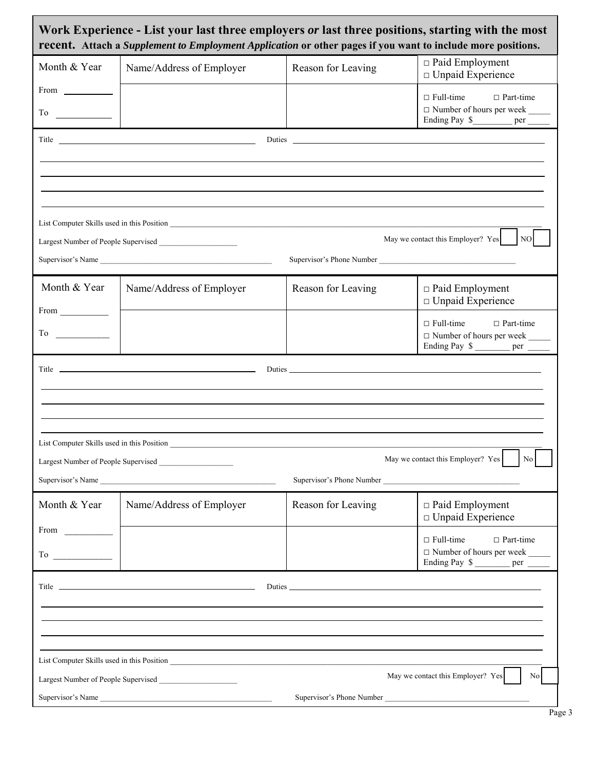## Work Experience - List your last three employers *or* last three positions, starting with the most recent. Attach a *Supplement to Employment Application* or other pages if you want to include more positions.

| Month & Year | Name/Address of Employer | Reason for Leaving | □ Paid Employment<br>□ Unpaid Experience |
|---|---|---|---|
| From ________<br>To ________ | | | □ Full-time □ Part-time<br>□ Number of hours per week _____<br>Ending Pay $_________ per _____ |

Title ______________________ Duties ______________________

____________________________________________

____________________________________________

____________________________________________

List Computer Skills used in this Position ______________________

Largest Number of People Supervised ____________________ May we contact this Employer? Yes ☐ NO ☐

Supervisor's Name ______________________ Supervisor's Phone Number ______________________

| Month & Year | Name/Address of Employer | Reason for Leaving | □ Paid Employment<br>□ Unpaid Experience |
|---|---|---|---|
| From ________<br>To ________ | | | □ Full-time □ Part-time<br>□ Number of hours per week _____<br>Ending Pay $ ________ per _____ |

Title ______________________ Duties ______________________

____________________________________________

____________________________________________

____________________________________________

List Computer Skills used in this Position ______________________

Largest Number of People Supervised ___________________ May we contact this Employer? Yes ☐ No ☐

Supervisor's Name ______________________ Supervisor's Phone Number ______________________

| Month & Year | Name/Address of Employer | Reason for Leaving | □ Paid Employment<br>□ Unpaid Experience |
|---|---|---|---|
| From ________<br>To ________ | | | □ Full-time □ Part-time<br>□ Number of hours per week _____<br>Ending Pay $ ________ per _____ |

Title ______________________ Duties ______________________

____________________________________________

____________________________________________

____________________________________________

List Computer Skills used in this Position ______________________

Largest Number of People Supervised ____________________ May we contact this Employer? Yes ☐ No ☐

Supervisor's Name ______________________ Supervisor's Phone Number ______________________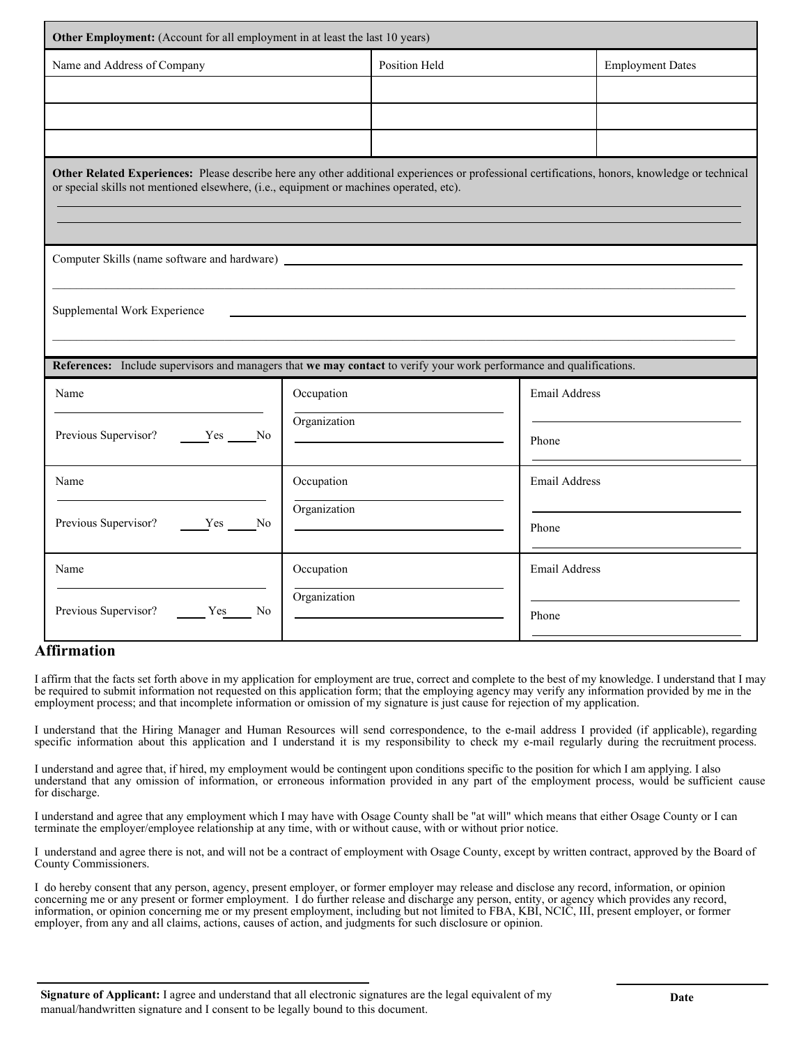| **Other Employment:** (Account for all employment in at least the last 10 years) | | |
|---|---|---|
| Name and Address of Company | Position Held | Employment Dates |
| | | |
| | | |
| | | |

**Other Related Experiences:** Please describe here any other additional experiences or professional certifications, honors, knowledge or technical or special skills not mentioned elsewhere, (i.e., equipment or machines operated, etc).

Computer Skills (name software and hardware) ______________________________

Supplemental Work Experience ______________________________

**References:** Include supervisors and managers that **we may contact** to verify your work performance and qualifications.

| | | |
|---|---|---|
| Name ____________ Previous Supervisor? ____Yes ____No | Occupation ____________ Organization ____________ | Email Address ____________ Phone ____________ |
| Name ____________ Previous Supervisor? ____Yes ____No | Occupation ____________ Organization ____________ | Email Address ____________ Phone ____________ |
| Name ____________ Previous Supervisor? ____Yes ____No | Occupation ____________ Organization ____________ | Email Address ____________ Phone ____________ |

## Affirmation

I affirm that the facts set forth above in my application for employment are true, correct and complete to the best of my knowledge. I understand that I may be required to submit information not requested on this application form; that the employing agency may verify any information provided by me in the employment process; and that incomplete information or omission of my signature is just cause for rejection of my application.

I understand that the Hiring Manager and Human Resources will send correspondence, to the e-mail address I provided (if applicable), regarding specific information about this application and I understand it is my responsibility to check my e-mail regularly during the recruitment process.

I understand and agree that, if hired, my employment would be contingent upon conditions specific to the position for which I am applying. I also understand that any omission of information, or erroneous information provided in any part of the employment process, would be sufficient cause for discharge.

I understand and agree that any employment which I may have with Osage County shall be "at will" which means that either Osage County or I can terminate the employer/employee relationship at any time, with or without cause, with or without prior notice.

I understand and agree there is not, and will not be a contract of employment with Osage County, except by written contract, approved by the Board of County Commissioners.

I do hereby consent that any person, agency, present employer, or former employer may release and disclose any record, information, or opinion concerning me or any present or former employment. I do further release and discharge any person, entity, or agency which provides any record, information, or opinion concerning me or my present employment, including but not limited to FBA, KBI, NCIC, III, present employer, or former employer, from any and all claims, actions, causes of action, and judgments for such disclosure or opinion.

______________________________ ______________

**Signature of Applicant:** I agree and understand that all electronic signatures are the legal equivalent of my manual/handwritten signature and I consent to be legally bound to this document.

**Date**